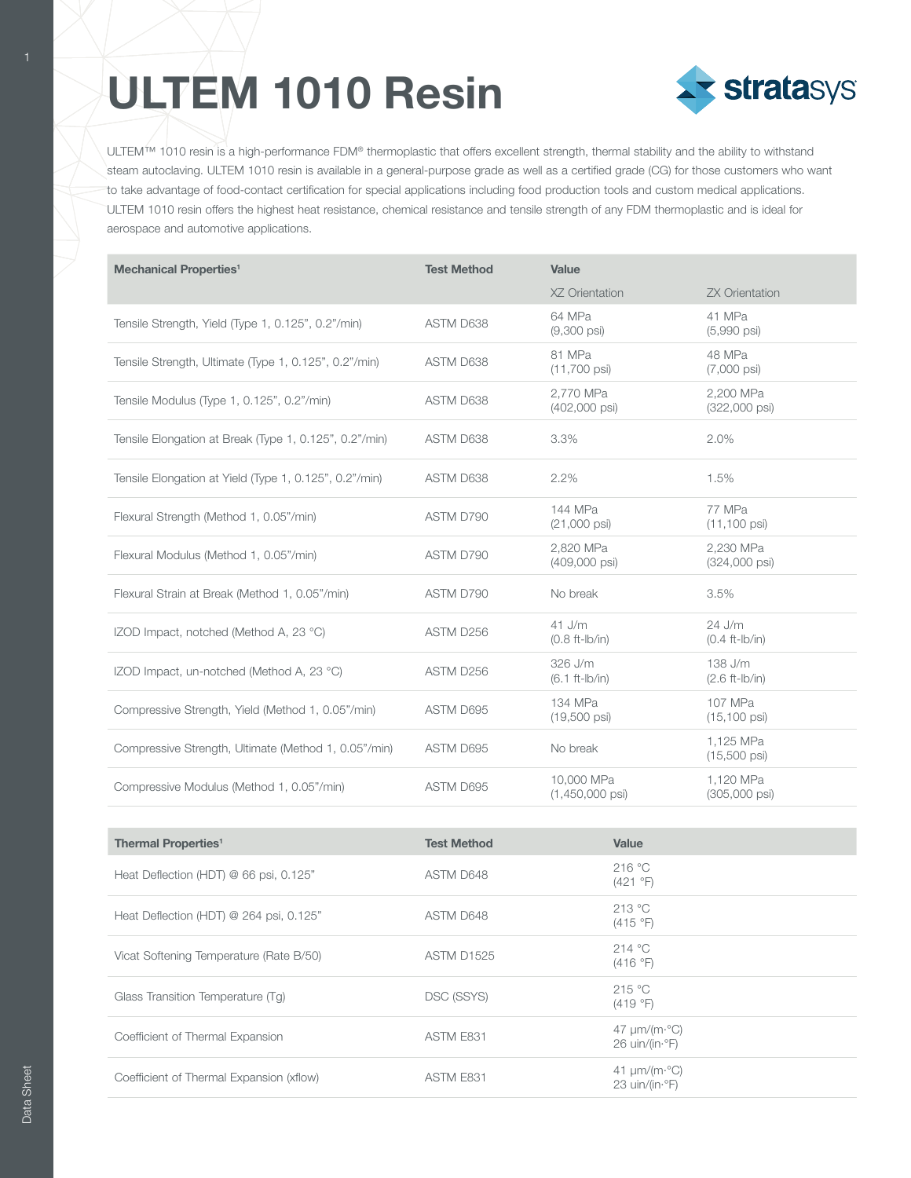# ULTEM 1010 Resin

ULTEM™ 1010 resin is a high-performance FDM® thermoplastic that offers excellent strength, thermal stability and the ability to withstand steam autoclaving. ULTEM 1010 resin is available in a general-purpose grade as well as a certified grade (CG) for those customers who want to take advantage of food-contact certification for special applications including food production tools and custom medical applications. ULTEM 1010 resin offers the highest heat resistance, chemical resistance and tensile strength of any FDM thermoplastic and is ideal for aerospace and automotive applications.

| Mechanical Properties[1] | Test Method | Value | |
|---|---|---|---|
| | | XZ Orientation | ZX Orientation |
| Tensile Strength, Yield (Type 1, 0.125", 0.2"/min) | ASTM D638 | 64 MPa (9,300 psi) | 41 MPa (5,990 psi) |
| Tensile Strength, Ultimate (Type 1, 0.125", 0.2"/min) | ASTM D638 | 81 MPa (11,700 psi) | 48 MPa (7,000 psi) |
| Tensile Modulus (Type 1, 0.125", 0.2"/min) | ASTM D638 | 2,770 MPa (402,000 psi) | 2,200 MPa (322,000 psi) |
| Tensile Elongation at Break (Type 1, 0.125", 0.2"/min) | ASTM D638 | 3.3% | 2.0% |
| Tensile Elongation at Yield (Type 1, 0.125", 0.2"/min) | ASTM D638 | 2.2% | 1.5% |
| Flexural Strength (Method 1, 0.05"/min) | ASTM D790 | 144 MPa (21,000 psi) | 77 MPa (11,100 psi) |
| Flexural Modulus (Method 1, 0.05"/min) | ASTM D790 | 2,820 MPa (409,000 psi) | 2,230 MPa (324,000 psi) |
| Flexural Strain at Break (Method 1, 0.05"/min) | ASTM D790 | No break | 3.5% |
| IZOD Impact, notched (Method A, 23 °C) | ASTM D256 | 41 J/m (0.8 ft-lb/in) | 24 J/m (0.4 ft-lb/in) |
| IZOD Impact, un-notched (Method A, 23 °C) | ASTM D256 | 326 J/m (6.1 ft-lb/in) | 138 J/m (2.6 ft-lb/in) |
| Compressive Strength, Yield (Method 1, 0.05"/min) | ASTM D695 | 134 MPa (19,500 psi) | 107 MPa (15,100 psi) |
| Compressive Strength, Ultimate (Method 1, 0.05"/min) | ASTM D695 | No break | 1,125 MPa (15,500 psi) |
| Compressive Modulus (Method 1, 0.05"/min) | ASTM D695 | 10,000 MPa (1,450,000 psi) | 1,120 MPa (305,000 psi) |

| Thermal Properties[1] | Test Method | Value |
|---|---|---|
| Heat Deflection (HDT) @ 66 psi, 0.125" | ASTM D648 | 216 °C (421 °F) |
| Heat Deflection (HDT) @ 264 psi, 0.125" | ASTM D648 | 213 °C (415 °F) |
| Vicat Softening Temperature (Rate B/50) | ASTM D1525 | 214 °C (416 °F) |
| Glass Transition Temperature (Tg) | DSC (SSYS) | 215 °C (419 °F) |
| Coefficient of Thermal Expansion | ASTM E831 | 47 μm/(m·°C) 26 uin/(in·°F) |
| Coefficient of Thermal Expansion (xflow) | ASTM E831 | 41 μm/(m·°C) 23 uin/(in·°F) |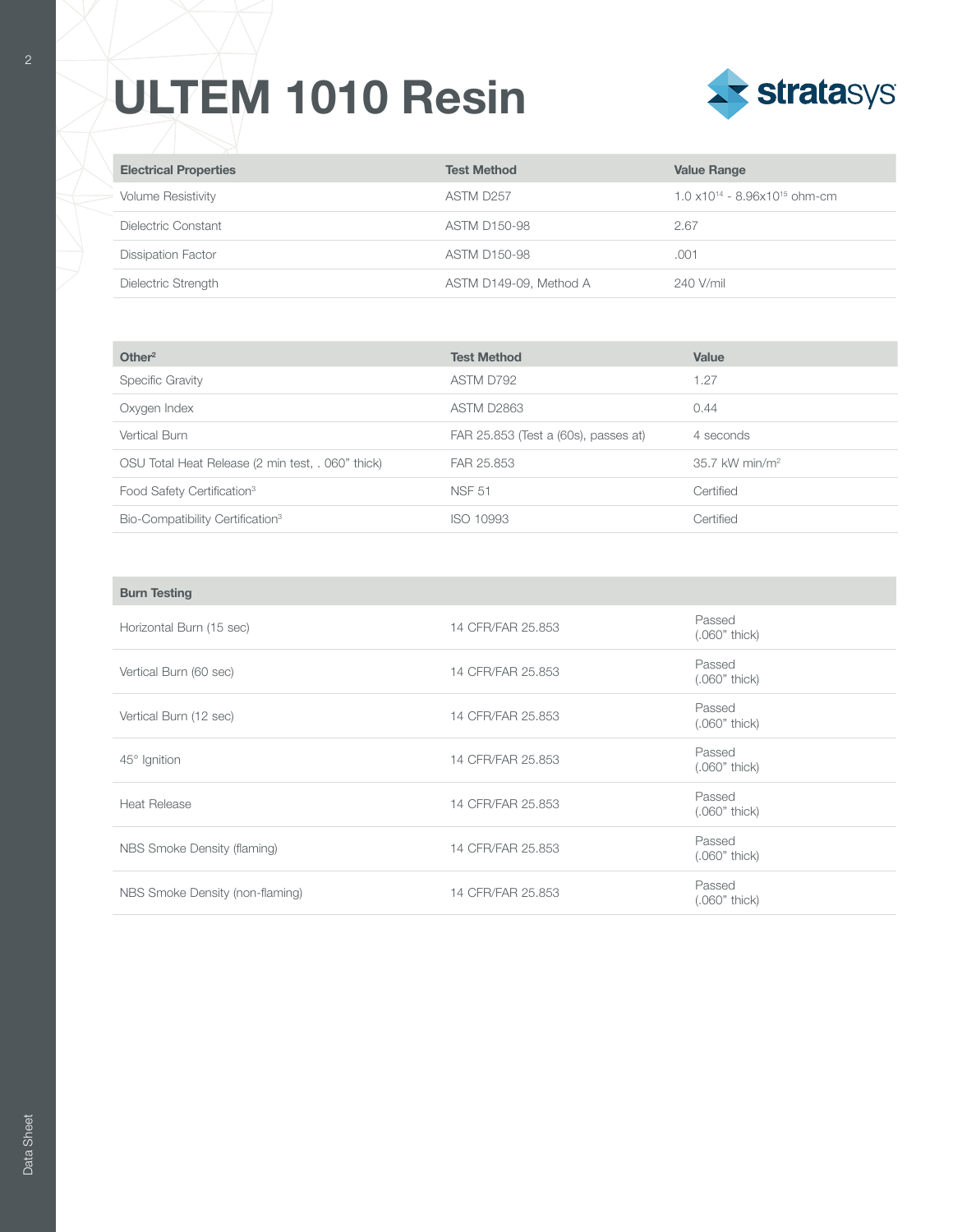# ULTEM 1010 Resin

| Electrical Properties | Test Method | Value Range |
| --- | --- | --- |
| Volume Resistivity | ASTM D257 | $1.0 \times 10^{14}$ - $8.96 \times 10^{15}$ ohm-cm |
| Dielectric Constant | ASTM D150-98 | 2.67 |
| Dissipation Factor | ASTM D150-98 | .001 |
| Dielectric Strength | ASTM D149-09, Method A | 240 V/mil |

| Other[2] | Test Method | Value |
| --- | --- | --- |
| Specific Gravity | ASTM D792 | 1.27 |
| Oxygen Index | ASTM D2863 | 0.44 |
| Vertical Burn | FAR 25.853 (Test a (60s), passes at) | 4 seconds |
| OSU Total Heat Release (2 min test, . 060" thick) | FAR 25.853 | 35.7 kW min/m$^2$ |
| Food Safety Certification[3] | NSF 51 | Certified |
| Bio-Compatibility Certification[3] | ISO 10993 | Certified |

| Burn Testing | | |
| --- | --- | --- |
| Horizontal Burn (15 sec) | 14 CFR/FAR 25.853 | Passed (.060" thick) |
| Vertical Burn (60 sec) | 14 CFR/FAR 25.853 | Passed (.060" thick) |
| Vertical Burn (12 sec) | 14 CFR/FAR 25.853 | Passed (.060" thick) |
| 45° Ignition | 14 CFR/FAR 25.853 | Passed (.060" thick) |
| Heat Release | 14 CFR/FAR 25.853 | Passed (.060" thick) |
| NBS Smoke Density (flaming) | 14 CFR/FAR 25.853 | Passed (.060" thick) |
| NBS Smoke Density (non-flaming) | 14 CFR/FAR 25.853 | Passed (.060" thick) |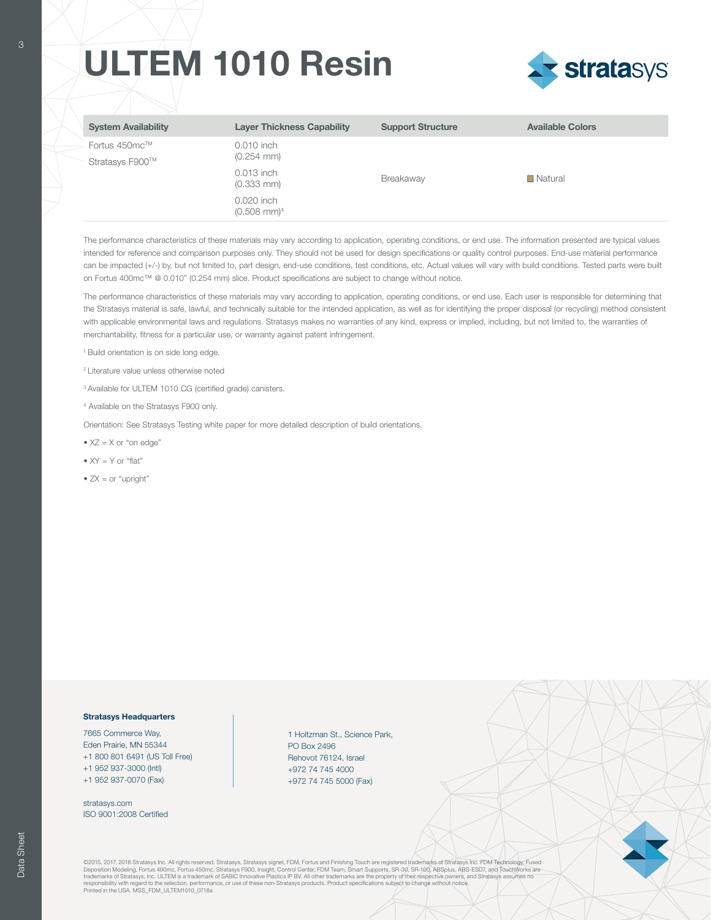# ULTEM 1010 Resin

| System Availability | Layer Thickness Capability | Support Structure | Available Colors |
|---|---|---|---|
| Fortus 450mc™<br>Stratasys F900™ | 0.010 inch (0.254 mm)<br>0.013 inch (0.333 mm)<br>0.020 inch (0.508 mm)[4] | Breakaway | Natural |

The performance characteristics of these materials may vary according to application, operating conditions, or end use. The information presented are typical values intended for reference and comparison purposes only. They should not be used for design specifications or quality control purposes. End-use material performance can be impacted (+/-) by, but not limited to, part design, end-use conditions, test conditions, etc. Actual values will vary with build conditions. Tested parts were built on Fortus 400mc™ @ 0.010" (0.254 mm) slice. Product specifications are subject to change without notice.

The performance characteristics of these materials may vary according to application, operating conditions, or end use. Each user is responsible for determining that the Stratasys material is safe, lawful, and technically suitable for the intended application, as well as for identifying the proper disposal (or recycling) method consistent with applicable environmental laws and regulations. Stratasys makes no warranties of any kind, express or implied, including, but not limited to, the warranties of merchantability, fitness for a particular use, or warranty against patent infringement.

[1] Build orientation is on side long edge.

[2] Literature value unless otherwise noted

[3] Available for ULTEM 1010 CG (certified grade) canisters.

[4] Available on the Stratasys F900 only.

Orientation: See Stratasys Testing white paper for more detailed description of build orientations.

- XZ = X or "on edge"
- XY = Y or "flat"
- ZX = or "upright"

**Stratasys Headquarters**

7665 Commerce Way,
Eden Prairie, MN 55344
+1 800 801 6491 (US Toll Free)
+1 952 937-3000 (Intl)
+1 952 937-0070 (Fax)

1 Holtzman St., Science Park,
PO Box 2496
Rehovot 76124, Israel
+972 74 745 4000
+972 74 745 5000 (Fax)

stratasys.com
ISO 9001:2008 Certified

©2015, 2017, 2018 Stratasys Inc. All rights reserved. Stratasys, Stratasys signet, FDM, Fortus and Finishing Touch are registered trademarks of Stratasys Inc. FDM Technology, Fused Deposition Modeling, Fortus 400mc, Fortus 450mc, Stratasys F900, Insight, Control Center, FDM Team, Smart Supports, SR-30, SR-100, ABSplus, ABS-ESD7, and TouchWorks are trademarks of Stratasys, Inc. ULTEM is a trademark of SABIC Innovative Plastics IP BV. All other trademarks are the property of their respective owners, and Stratasys assumes no responsibility with regard to the selection, performance, or use of these non-Stratasys products. Product specifications subject to change without notice.
Printed in the USA. MSS_FDM_ULTEM1010_0718a